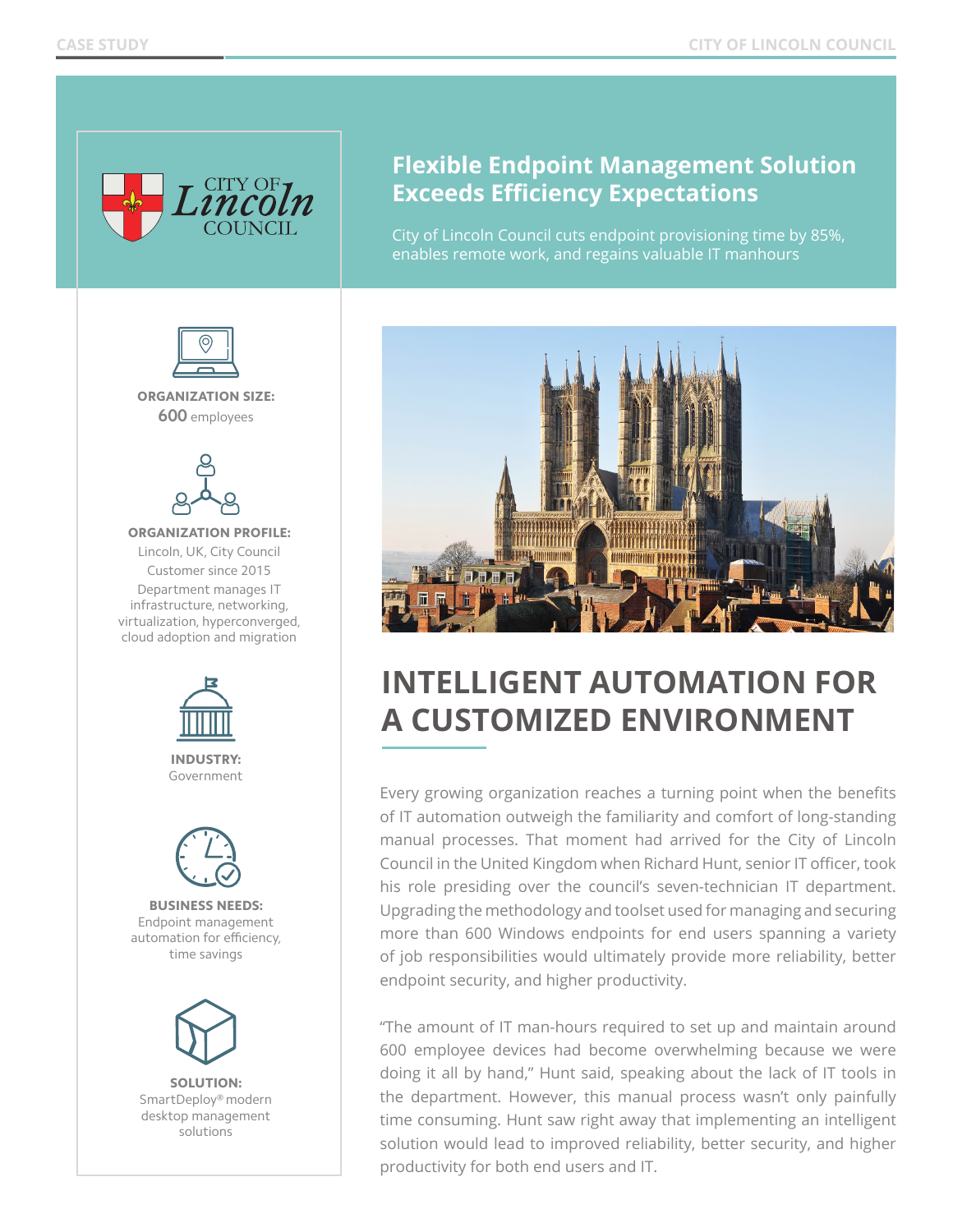# Flexible Endpoint Management Solution Exceeds Efficiency Expectations

City of Lincoln Council cuts endpoint provisioning time by 85%, enables remote work, and regains valuable IT manhours

**ORGANIZATION SIZE:**
600 employees

**ORGANIZATION PROFILE:**
Lincoln, UK, City Council
Customer since 2015
Department manages IT infrastructure, networking, virtualization, hyperconverged, cloud adoption and migration

**INDUSTRY:**
Government

**BUSINESS NEEDS:**
Endpoint management automation for efficiency, time savings

**SOLUTION:**
SmartDeploy® modern desktop management solutions

## INTELLIGENT AUTOMATION FOR A CUSTOMIZED ENVIRONMENT

Every growing organization reaches a turning point when the benefits of IT automation outweigh the familiarity and comfort of long-standing manual processes. That moment had arrived for the City of Lincoln Council in the United Kingdom when Richard Hunt, senior IT officer, took his role presiding over the council's seven-technician IT department. Upgrading the methodology and toolset used for managing and securing more than 600 Windows endpoints for end users spanning a variety of job responsibilities would ultimately provide more reliability, better endpoint security, and higher productivity.

"The amount of IT man-hours required to set up and maintain around 600 employee devices had become overwhelming because we were doing it all by hand," Hunt said, speaking about the lack of IT tools in the department. However, this manual process wasn't only painfully time consuming. Hunt saw right away that implementing an intelligent solution would lead to improved reliability, better security, and higher productivity for both end users and IT.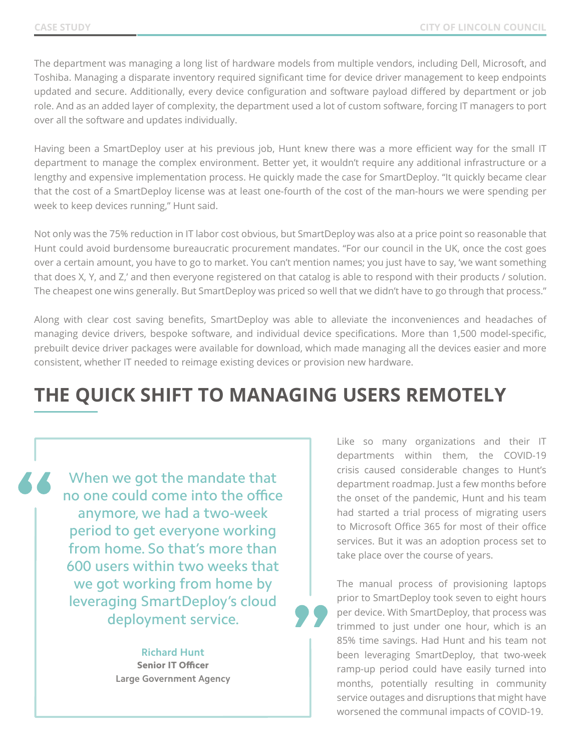The department was managing a long list of hardware models from multiple vendors, including Dell, Microsoft, and Toshiba. Managing a disparate inventory required significant time for device driver management to keep endpoints updated and secure. Additionally, every device configuration and software payload differed by department or job role. And as an added layer of complexity, the department used a lot of custom software, forcing IT managers to port over all the software and updates individually.

Having been a SmartDeploy user at his previous job, Hunt knew there was a more efficient way for the small IT department to manage the complex environment. Better yet, it wouldn't require any additional infrastructure or a lengthy and expensive implementation process. He quickly made the case for SmartDeploy. "It quickly became clear that the cost of a SmartDeploy license was at least one-fourth of the cost of the man-hours we were spending per week to keep devices running," Hunt said.

Not only was the 75% reduction in IT labor cost obvious, but SmartDeploy was also at a price point so reasonable that Hunt could avoid burdensome bureaucratic procurement mandates. "For our council in the UK, once the cost goes over a certain amount, you have to go to market. You can't mention names; you just have to say, 'we want something that does X, Y, and Z,' and then everyone registered on that catalog is able to respond with their products / solution. The cheapest one wins generally. But SmartDeploy was priced so well that we didn't have to go through that process."

Along with clear cost saving benefits, SmartDeploy was able to alleviate the inconveniences and headaches of managing device drivers, bespoke software, and individual device specifications. More than 1,500 model-specific, prebuilt device driver packages were available for download, which made managing all the devices easier and more consistent, whether IT needed to reimage existing devices or provision new hardware.

## THE QUICK SHIFT TO MANAGING USERS REMOTELY

> "When we got the mandate that no one could come into the office anymore, we had a two-week period to get everyone working from home. So that's more than 600 users within two weeks that we got working from home by leveraging SmartDeploy's cloud deployment service."
>
> **Richard Hunt**
> **Senior IT Officer**
> **Large Government Agency**

Like so many organizations and their IT departments within them, the COVID-19 crisis caused considerable changes to Hunt's department roadmap. Just a few months before the onset of the pandemic, Hunt and his team had started a trial process of migrating users to Microsoft Office 365 for most of their office services. But it was an adoption process set to take place over the course of years.

The manual process of provisioning laptops prior to SmartDeploy took seven to eight hours per device. With SmartDeploy, that process was trimmed to just under one hour, which is an 85% time savings. Had Hunt and his team not been leveraging SmartDeploy, that two-week ramp-up period could have easily turned into months, potentially resulting in community service outages and disruptions that might have worsened the communal impacts of COVID-19.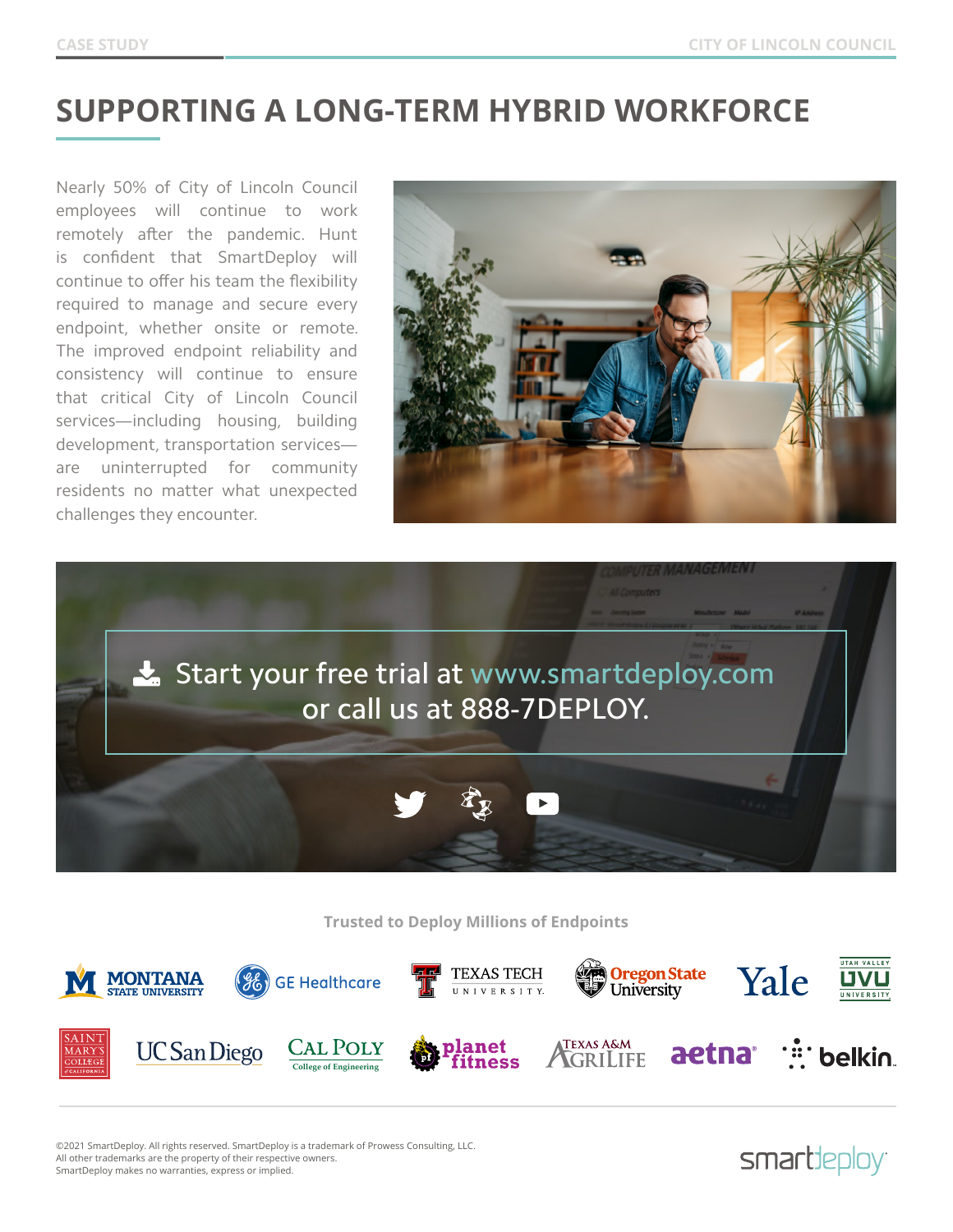# SUPPORTING A LONG-TERM HYBRID WORKFORCE

Nearly 50% of City of Lincoln Council employees will continue to work remotely after the pandemic. Hunt is confident that SmartDeploy will continue to offer his team the flexibility required to manage and secure every endpoint, whether onsite or remote. The improved endpoint reliability and consistency will continue to ensure that critical City of Lincoln Council services—including housing, building development, transportation services—are uninterrupted for community residents no matter what unexpected challenges they encounter.

Start your free trial at www.smartdeploy.com or call us at 888-7DEPLOY.

**Trusted to Deploy Millions of Endpoints**

©2021 SmartDeploy. All rights reserved. SmartDeploy is a trademark of Prowess Consulting, LLC.
All other trademarks are the property of their respective owners.
SmartDeploy makes no warranties, express or implied.